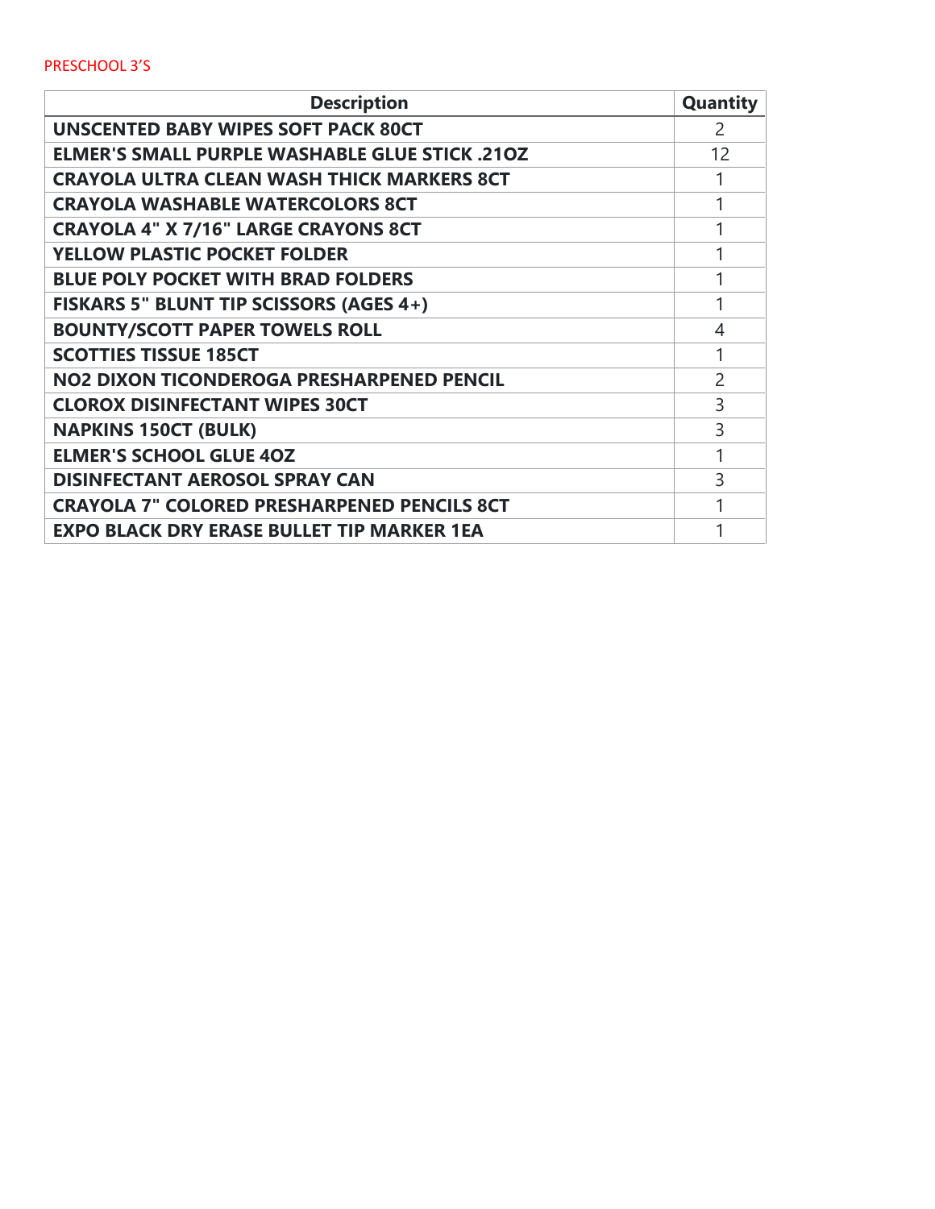PRESCHOOL 3'S

| Description | Quantity |
| --- | --- |
| UNSCENTED BABY WIPES SOFT PACK 80CT | 2 |
| ELMER'S SMALL PURPLE WASHABLE GLUE STICK .21OZ | 12 |
| CRAYOLA ULTRA CLEAN WASH THICK MARKERS 8CT | 1 |
| CRAYOLA WASHABLE WATERCOLORS 8CT | 1 |
| CRAYOLA 4" X 7/16" LARGE CRAYONS 8CT | 1 |
| YELLOW PLASTIC POCKET FOLDER | 1 |
| BLUE POLY POCKET WITH BRAD FOLDERS | 1 |
| FISKARS 5" BLUNT TIP SCISSORS (AGES 4+) | 1 |
| BOUNTY/SCOTT PAPER TOWELS ROLL | 4 |
| SCOTTIES TISSUE 185CT | 1 |
| NO2 DIXON TICONDEROGA PRESHARPENED PENCIL | 2 |
| CLOROX DISINFECTANT WIPES 30CT | 3 |
| NAPKINS 150CT (BULK) | 3 |
| ELMER'S SCHOOL GLUE 4OZ | 1 |
| DISINFECTANT AEROSOL SPRAY CAN | 3 |
| CRAYOLA 7" COLORED PRESHARPENED PENCILS 8CT | 1 |
| EXPO BLACK DRY ERASE BULLET TIP MARKER 1EA | 1 |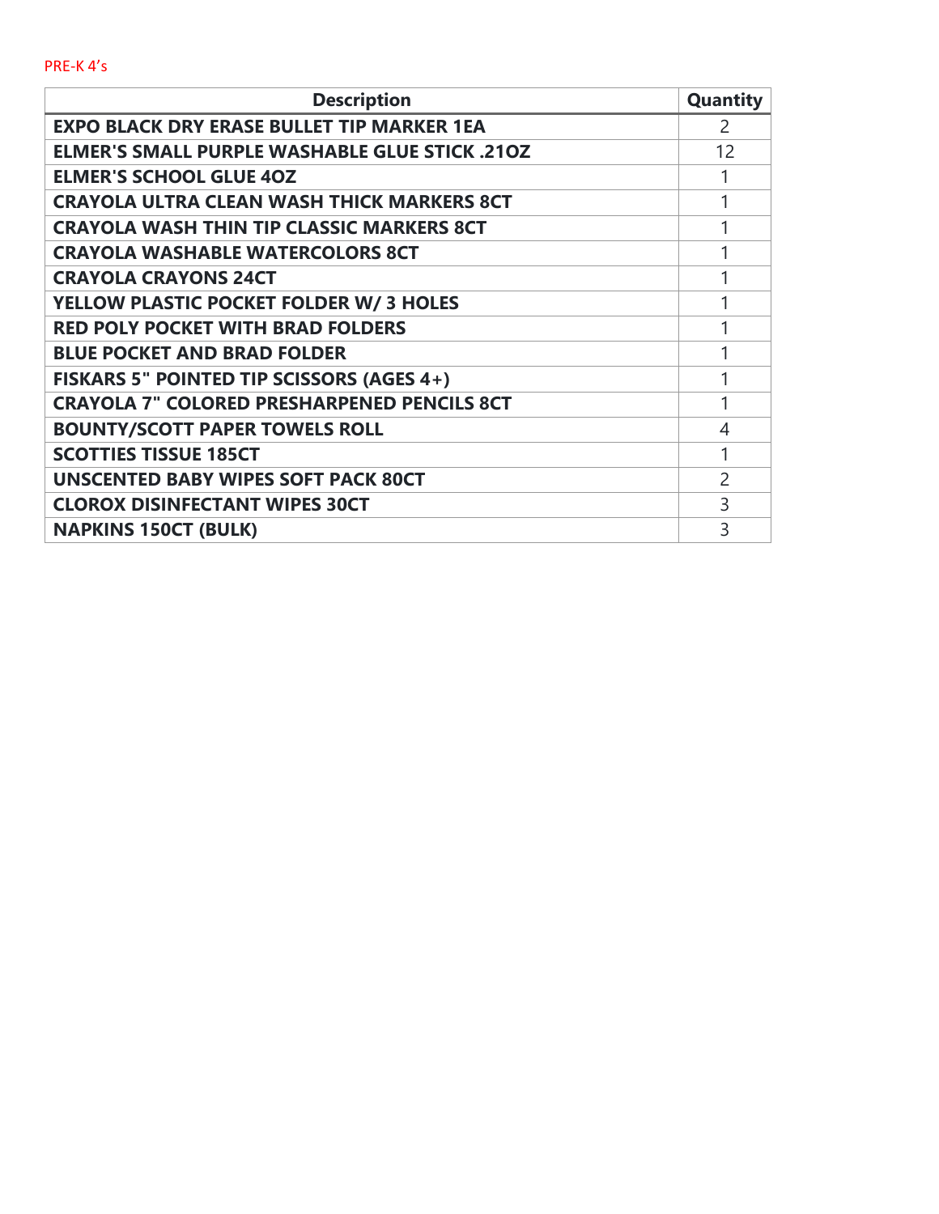PRE-K 4's

| Description | Quantity |
| --- | --- |
| **EXPO BLACK DRY ERASE BULLET TIP MARKER 1EA** | 2 |
| **ELMER'S SMALL PURPLE WASHABLE GLUE STICK .21OZ** | 12 |
| **ELMER'S SCHOOL GLUE 4OZ** | 1 |
| **CRAYOLA ULTRA CLEAN WASH THICK MARKERS 8CT** | 1 |
| **CRAYOLA WASH THIN TIP CLASSIC MARKERS 8CT** | 1 |
| **CRAYOLA WASHABLE WATERCOLORS 8CT** | 1 |
| **CRAYOLA CRAYONS 24CT** | 1 |
| **YELLOW PLASTIC POCKET FOLDER W/ 3 HOLES** | 1 |
| **RED POLY POCKET WITH BRAD FOLDERS** | 1 |
| **BLUE POCKET AND BRAD FOLDER** | 1 |
| **FISKARS 5" POINTED TIP SCISSORS (AGES 4+)** | 1 |
| **CRAYOLA 7" COLORED PRESHARPENED PENCILS 8CT** | 1 |
| **BOUNTY/SCOTT PAPER TOWELS ROLL** | 4 |
| **SCOTTIES TISSUE 185CT** | 1 |
| **UNSCENTED BABY WIPES SOFT PACK 80CT** | 2 |
| **CLOROX DISINFECTANT WIPES 30CT** | 3 |
| **NAPKINS 150CT (BULK)** | 3 |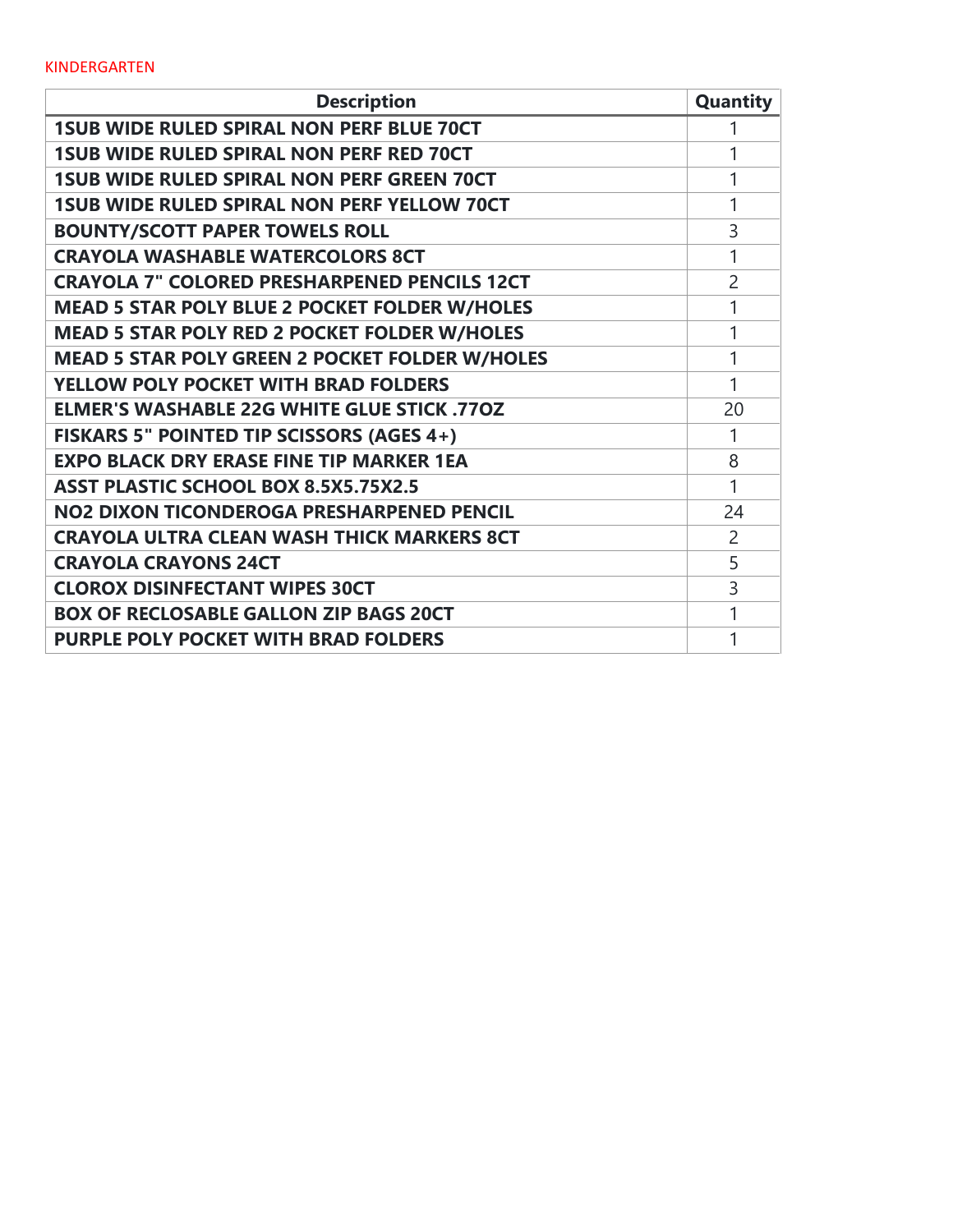KINDERGARTEN

| Description | Quantity |
| --- | --- |
| 1SUB WIDE RULED SPIRAL NON PERF BLUE 70CT | 1 |
| 1SUB WIDE RULED SPIRAL NON PERF RED 70CT | 1 |
| 1SUB WIDE RULED SPIRAL NON PERF GREEN 70CT | 1 |
| 1SUB WIDE RULED SPIRAL NON PERF YELLOW 70CT | 1 |
| BOUNTY/SCOTT PAPER TOWELS ROLL | 3 |
| CRAYOLA WASHABLE WATERCOLORS 8CT | 1 |
| CRAYOLA 7" COLORED PRESHARPENED PENCILS 12CT | 2 |
| MEAD 5 STAR POLY BLUE 2 POCKET FOLDER W/HOLES | 1 |
| MEAD 5 STAR POLY RED 2 POCKET FOLDER W/HOLES | 1 |
| MEAD 5 STAR POLY GREEN 2 POCKET FOLDER W/HOLES | 1 |
| YELLOW POLY POCKET WITH BRAD FOLDERS | 1 |
| ELMER'S WASHABLE 22G WHITE GLUE STICK .77OZ | 20 |
| FISKARS 5" POINTED TIP SCISSORS (AGES 4+) | 1 |
| EXPO BLACK DRY ERASE FINE TIP MARKER 1EA | 8 |
| ASST PLASTIC SCHOOL BOX 8.5X5.75X2.5 | 1 |
| NO2 DIXON TICONDEROGA PRESHARPENED PENCIL | 24 |
| CRAYOLA ULTRA CLEAN WASH THICK MARKERS 8CT | 2 |
| CRAYOLA CRAYONS 24CT | 5 |
| CLOROX DISINFECTANT WIPES 30CT | 3 |
| BOX OF RECLOSABLE GALLON ZIP BAGS 20CT | 1 |
| PURPLE POLY POCKET WITH BRAD FOLDERS | 1 |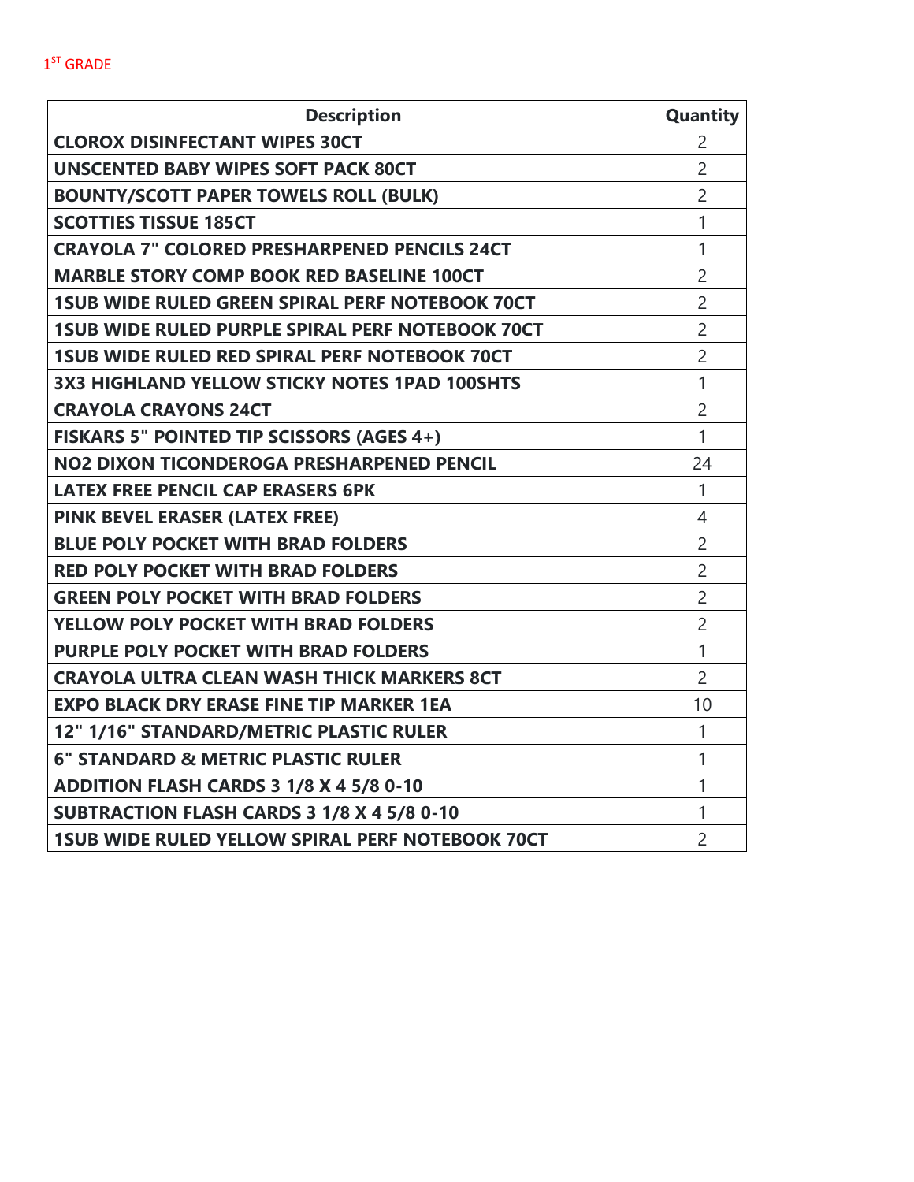1ST GRADE

| Description | Quantity |
|---|---|
| **CLOROX DISINFECTANT WIPES 30CT** | 2 |
| **UNSCENTED BABY WIPES SOFT PACK 80CT** | 2 |
| **BOUNTY/SCOTT PAPER TOWELS ROLL (BULK)** | 2 |
| **SCOTTIES TISSUE 185CT** | 1 |
| **CRAYOLA 7" COLORED PRESHARPENED PENCILS 24CT** | 1 |
| **MARBLE STORY COMP BOOK RED BASELINE 100CT** | 2 |
| **1SUB WIDE RULED GREEN SPIRAL PERF NOTEBOOK 70CT** | 2 |
| **1SUB WIDE RULED PURPLE SPIRAL PERF NOTEBOOK 70CT** | 2 |
| **1SUB WIDE RULED RED SPIRAL PERF NOTEBOOK 70CT** | 2 |
| **3X3 HIGHLAND YELLOW STICKY NOTES 1PAD 100SHTS** | 1 |
| **CRAYOLA CRAYONS 24CT** | 2 |
| **FISKARS 5" POINTED TIP SCISSORS (AGES 4+)** | 1 |
| **NO2 DIXON TICONDEROGA PRESHARPENED PENCIL** | 24 |
| **LATEX FREE PENCIL CAP ERASERS 6PK** | 1 |
| **PINK BEVEL ERASER (LATEX FREE)** | 4 |
| **BLUE POLY POCKET WITH BRAD FOLDERS** | 2 |
| **RED POLY POCKET WITH BRAD FOLDERS** | 2 |
| **GREEN POLY POCKET WITH BRAD FOLDERS** | 2 |
| **YELLOW POLY POCKET WITH BRAD FOLDERS** | 2 |
| **PURPLE POLY POCKET WITH BRAD FOLDERS** | 1 |
| **CRAYOLA ULTRA CLEAN WASH THICK MARKERS 8CT** | 2 |
| **EXPO BLACK DRY ERASE FINE TIP MARKER 1EA** | 10 |
| **12" 1/16" STANDARD/METRIC PLASTIC RULER** | 1 |
| **6" STANDARD & METRIC PLASTIC RULER** | 1 |
| **ADDITION FLASH CARDS 3 1/8 X 4 5/8 0-10** | 1 |
| **SUBTRACTION FLASH CARDS 3 1/8 X 4 5/8 0-10** | 1 |
| **1SUB WIDE RULED YELLOW SPIRAL PERF NOTEBOOK 70CT** | 2 |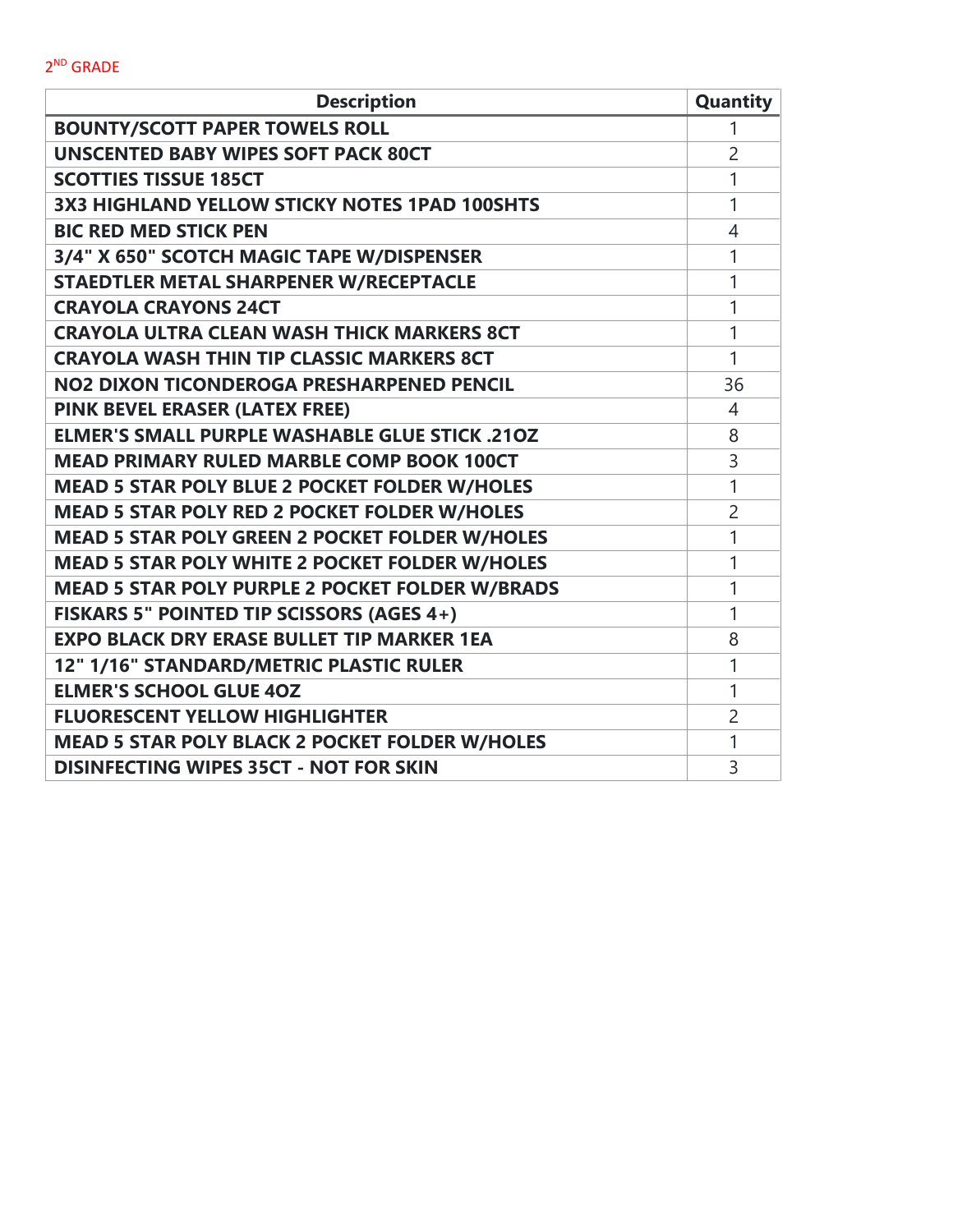2ND GRADE

| Description | Quantity |
|---|---|
| BOUNTY/SCOTT PAPER TOWELS ROLL | 1 |
| UNSCENTED BABY WIPES SOFT PACK 80CT | 2 |
| SCOTTIES TISSUE 185CT | 1 |
| 3X3 HIGHLAND YELLOW STICKY NOTES 1PAD 100SHTS | 1 |
| BIC RED MED STICK PEN | 4 |
| 3/4" X 650" SCOTCH MAGIC TAPE W/DISPENSER | 1 |
| STAEDTLER METAL SHARPENER W/RECEPTACLE | 1 |
| CRAYOLA CRAYONS 24CT | 1 |
| CRAYOLA ULTRA CLEAN WASH THICK MARKERS 8CT | 1 |
| CRAYOLA WASH THIN TIP CLASSIC MARKERS 8CT | 1 |
| NO2 DIXON TICONDEROGA PRESHARPENED PENCIL | 36 |
| PINK BEVEL ERASER (LATEX FREE) | 4 |
| ELMER'S SMALL PURPLE WASHABLE GLUE STICK .21OZ | 8 |
| MEAD PRIMARY RULED MARBLE COMP BOOK 100CT | 3 |
| MEAD 5 STAR POLY BLUE 2 POCKET FOLDER W/HOLES | 1 |
| MEAD 5 STAR POLY RED 2 POCKET FOLDER W/HOLES | 2 |
| MEAD 5 STAR POLY GREEN 2 POCKET FOLDER W/HOLES | 1 |
| MEAD 5 STAR POLY WHITE 2 POCKET FOLDER W/HOLES | 1 |
| MEAD 5 STAR POLY PURPLE 2 POCKET FOLDER W/BRADS | 1 |
| FISKARS 5" POINTED TIP SCISSORS (AGES 4+) | 1 |
| EXPO BLACK DRY ERASE BULLET TIP MARKER 1EA | 8 |
| 12" 1/16" STANDARD/METRIC PLASTIC RULER | 1 |
| ELMER'S SCHOOL GLUE 4OZ | 1 |
| FLUORESCENT YELLOW HIGHLIGHTER | 2 |
| MEAD 5 STAR POLY BLACK 2 POCKET FOLDER W/HOLES | 1 |
| DISINFECTING WIPES 35CT - NOT FOR SKIN | 3 |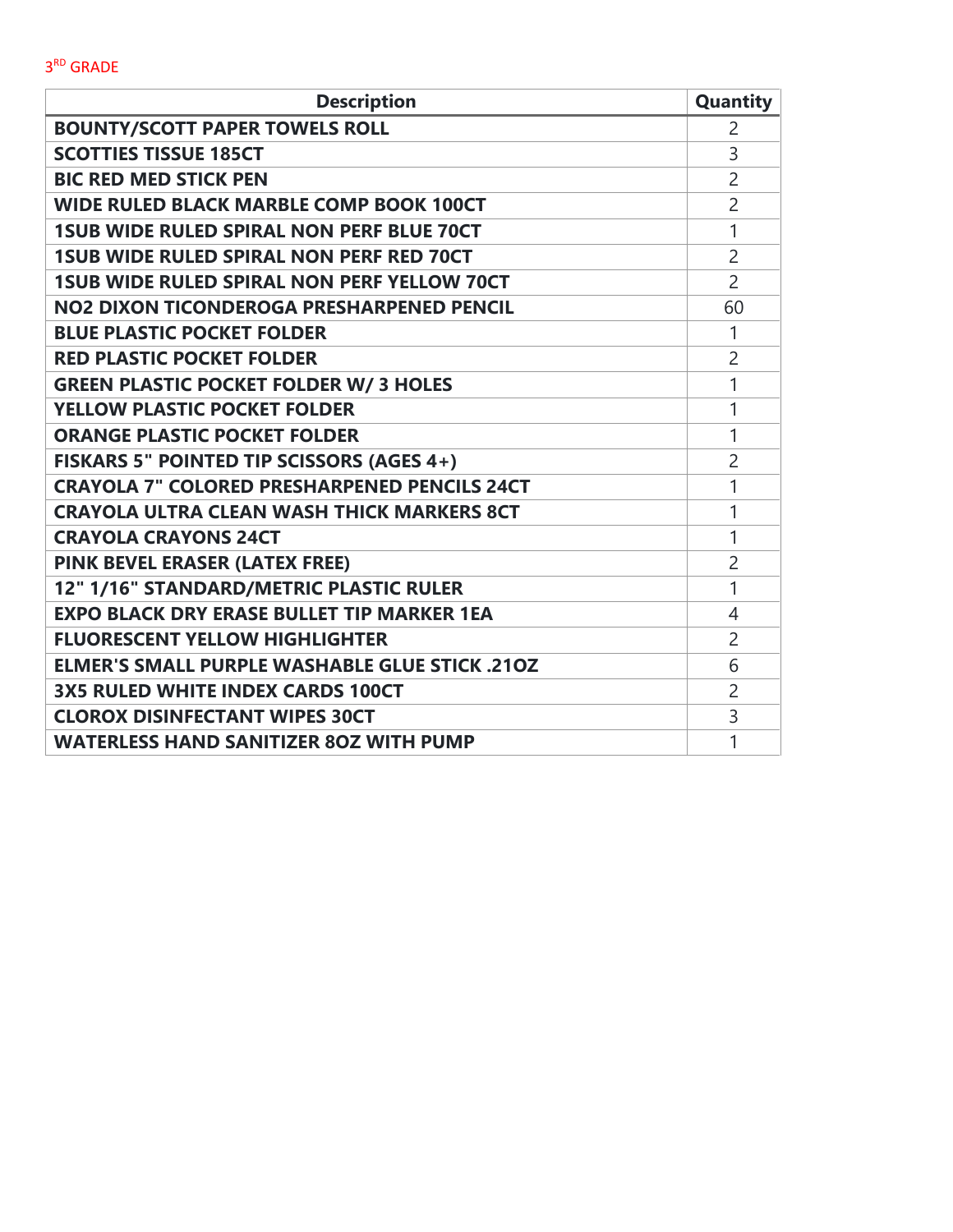3RD GRADE

| Description | Quantity |
| --- | --- |
| **BOUNTY/SCOTT PAPER TOWELS ROLL** | 2 |
| **SCOTTIES TISSUE 185CT** | 3 |
| **BIC RED MED STICK PEN** | 2 |
| **WIDE RULED BLACK MARBLE COMP BOOK 100CT** | 2 |
| **1SUB WIDE RULED SPIRAL NON PERF BLUE 70CT** | 1 |
| **1SUB WIDE RULED SPIRAL NON PERF RED 70CT** | 2 |
| **1SUB WIDE RULED SPIRAL NON PERF YELLOW 70CT** | 2 |
| **NO2 DIXON TICONDEROGA PRESHARPENED PENCIL** | 60 |
| **BLUE PLASTIC POCKET FOLDER** | 1 |
| **RED PLASTIC POCKET FOLDER** | 2 |
| **GREEN PLASTIC POCKET FOLDER W/ 3 HOLES** | 1 |
| **YELLOW PLASTIC POCKET FOLDER** | 1 |
| **ORANGE PLASTIC POCKET FOLDER** | 1 |
| **FISKARS 5" POINTED TIP SCISSORS (AGES 4+)** | 2 |
| **CRAYOLA 7" COLORED PRESHARPENED PENCILS 24CT** | 1 |
| **CRAYOLA ULTRA CLEAN WASH THICK MARKERS 8CT** | 1 |
| **CRAYOLA CRAYONS 24CT** | 1 |
| **PINK BEVEL ERASER (LATEX FREE)** | 2 |
| **12" 1/16" STANDARD/METRIC PLASTIC RULER** | 1 |
| **EXPO BLACK DRY ERASE BULLET TIP MARKER 1EA** | 4 |
| **FLUORESCENT YELLOW HIGHLIGHTER** | 2 |
| **ELMER'S SMALL PURPLE WASHABLE GLUE STICK .21OZ** | 6 |
| **3X5 RULED WHITE INDEX CARDS 100CT** | 2 |
| **CLOROX DISINFECTANT WIPES 30CT** | 3 |
| **WATERLESS HAND SANITIZER 8OZ WITH PUMP** | 1 |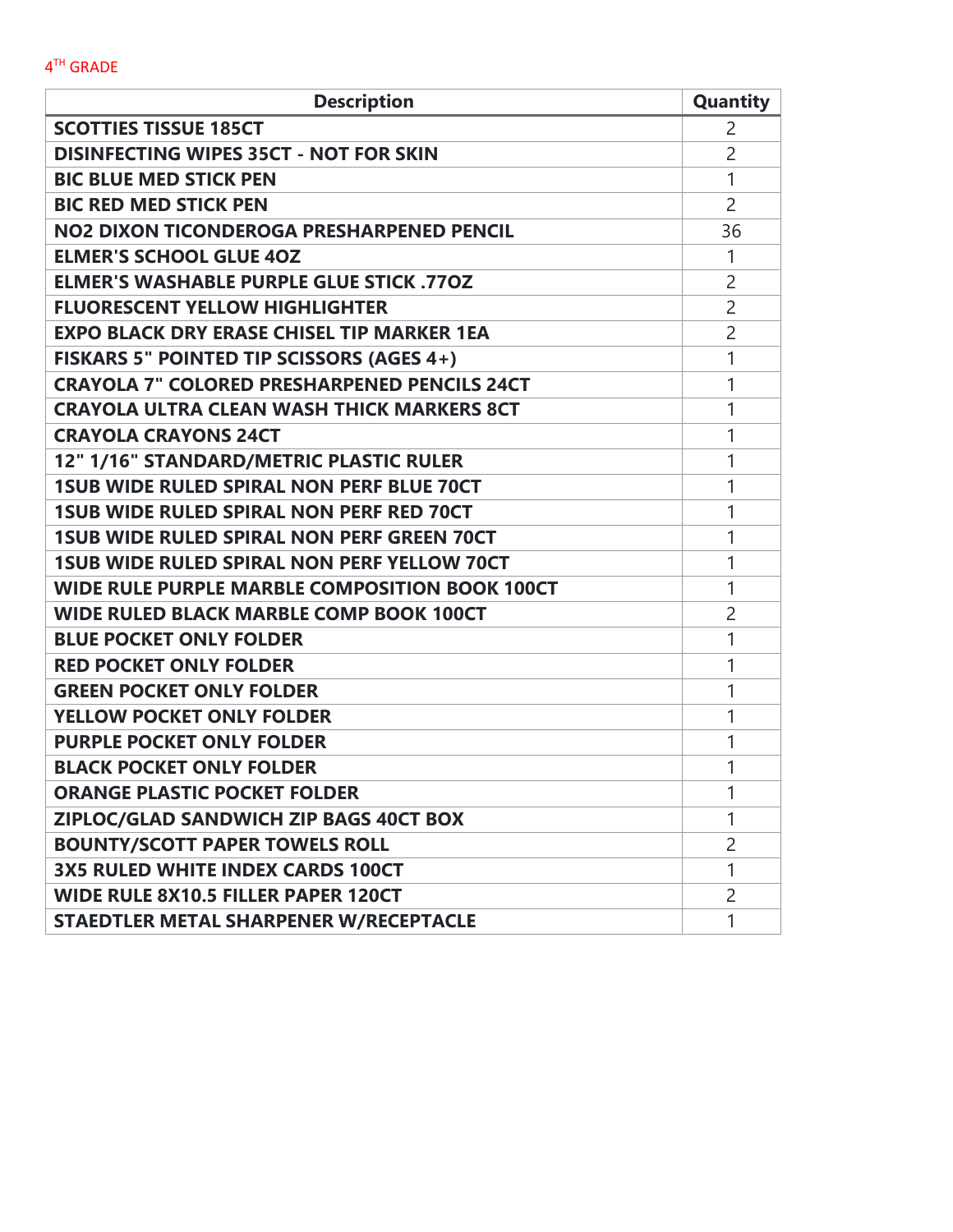4TH GRADE

| Description | Quantity |
| --- | --- |
| **SCOTTIES TISSUE 185CT** | 2 |
| **DISINFECTING WIPES 35CT - NOT FOR SKIN** | 2 |
| **BIC BLUE MED STICK PEN** | 1 |
| **BIC RED MED STICK PEN** | 2 |
| **NO2 DIXON TICONDEROGA PRESHARPENED PENCIL** | 36 |
| **ELMER'S SCHOOL GLUE 4OZ** | 1 |
| **ELMER'S WASHABLE PURPLE GLUE STICK .77OZ** | 2 |
| **FLUORESCENT YELLOW HIGHLIGHTER** | 2 |
| **EXPO BLACK DRY ERASE CHISEL TIP MARKER 1EA** | 2 |
| **FISKARS 5" POINTED TIP SCISSORS (AGES 4+)** | 1 |
| **CRAYOLA 7" COLORED PRESHARPENED PENCILS 24CT** | 1 |
| **CRAYOLA ULTRA CLEAN WASH THICK MARKERS 8CT** | 1 |
| **CRAYOLA CRAYONS 24CT** | 1 |
| **12" 1/16" STANDARD/METRIC PLASTIC RULER** | 1 |
| **1SUB WIDE RULED SPIRAL NON PERF BLUE 70CT** | 1 |
| **1SUB WIDE RULED SPIRAL NON PERF RED 70CT** | 1 |
| **1SUB WIDE RULED SPIRAL NON PERF GREEN 70CT** | 1 |
| **1SUB WIDE RULED SPIRAL NON PERF YELLOW 70CT** | 1 |
| **WIDE RULE PURPLE MARBLE COMPOSITION BOOK 100CT** | 1 |
| **WIDE RULED BLACK MARBLE COMP BOOK 100CT** | 2 |
| **BLUE POCKET ONLY FOLDER** | 1 |
| **RED POCKET ONLY FOLDER** | 1 |
| **GREEN POCKET ONLY FOLDER** | 1 |
| **YELLOW POCKET ONLY FOLDER** | 1 |
| **PURPLE POCKET ONLY FOLDER** | 1 |
| **BLACK POCKET ONLY FOLDER** | 1 |
| **ORANGE PLASTIC POCKET FOLDER** | 1 |
| **ZIPLOC/GLAD SANDWICH ZIP BAGS 40CT BOX** | 1 |
| **BOUNTY/SCOTT PAPER TOWELS ROLL** | 2 |
| **3X5 RULED WHITE INDEX CARDS 100CT** | 1 |
| **WIDE RULE 8X10.5 FILLER PAPER 120CT** | 2 |
| **STAEDTLER METAL SHARPENER W/RECEPTACLE** | 1 |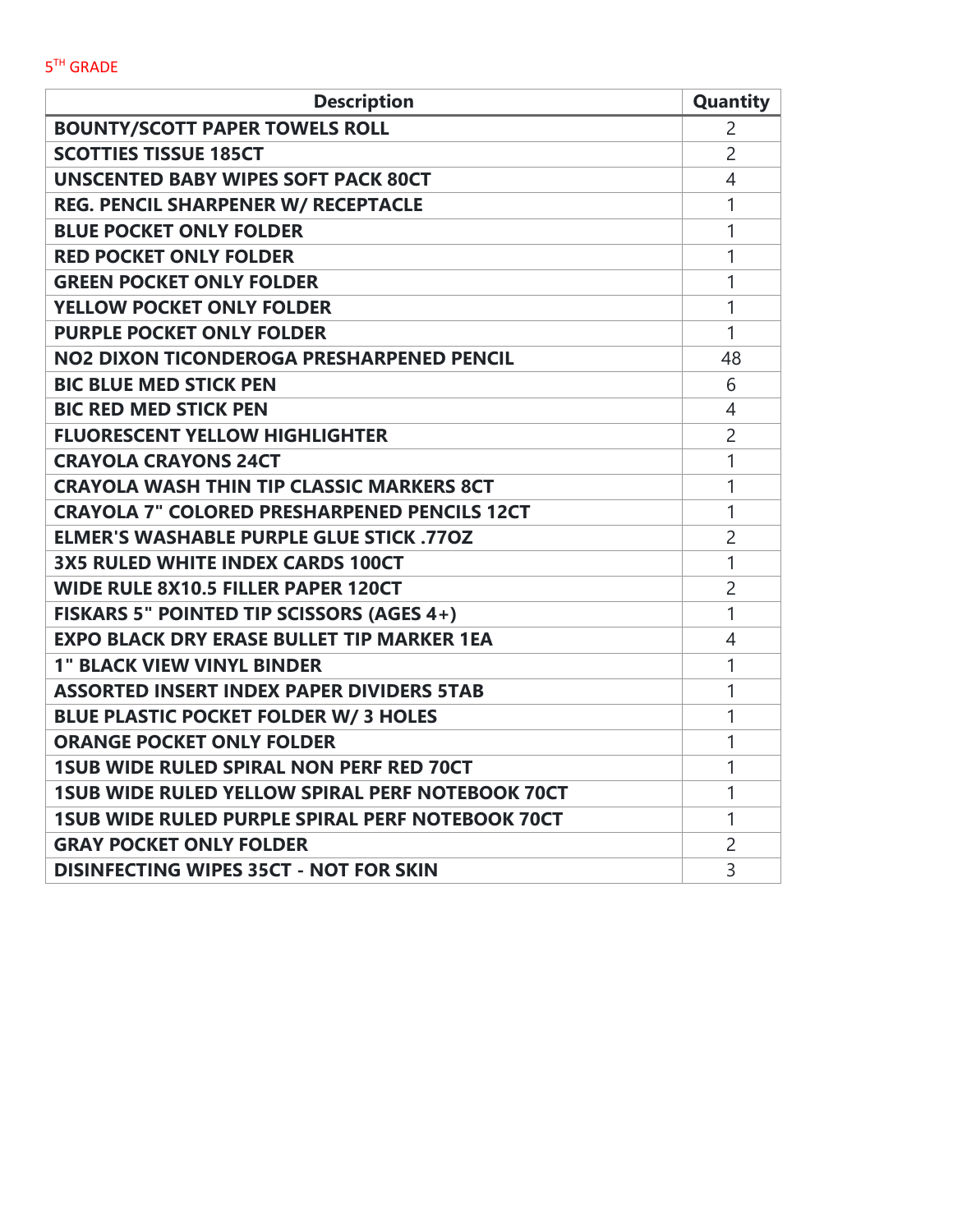5[TH] GRADE

| Description | Quantity |
| --- | --- |
| BOUNTY/SCOTT PAPER TOWELS ROLL | 2 |
| SCOTTIES TISSUE 185CT | 2 |
| UNSCENTED BABY WIPES SOFT PACK 80CT | 4 |
| REG. PENCIL SHARPENER W/ RECEPTACLE | 1 |
| BLUE POCKET ONLY FOLDER | 1 |
| RED POCKET ONLY FOLDER | 1 |
| GREEN POCKET ONLY FOLDER | 1 |
| YELLOW POCKET ONLY FOLDER | 1 |
| PURPLE POCKET ONLY FOLDER | 1 |
| NO2 DIXON TICONDEROGA PRESHARPENED PENCIL | 48 |
| BIC BLUE MED STICK PEN | 6 |
| BIC RED MED STICK PEN | 4 |
| FLUORESCENT YELLOW HIGHLIGHTER | 2 |
| CRAYOLA CRAYONS 24CT | 1 |
| CRAYOLA WASH THIN TIP CLASSIC MARKERS 8CT | 1 |
| CRAYOLA 7" COLORED PRESHARPENED PENCILS 12CT | 1 |
| ELMER'S WASHABLE PURPLE GLUE STICK .77OZ | 2 |
| 3X5 RULED WHITE INDEX CARDS 100CT | 1 |
| WIDE RULE 8X10.5 FILLER PAPER 120CT | 2 |
| FISKARS 5" POINTED TIP SCISSORS (AGES 4+) | 1 |
| EXPO BLACK DRY ERASE BULLET TIP MARKER 1EA | 4 |
| 1" BLACK VIEW VINYL BINDER | 1 |
| ASSORTED INSERT INDEX PAPER DIVIDERS 5TAB | 1 |
| BLUE PLASTIC POCKET FOLDER W/ 3 HOLES | 1 |
| ORANGE POCKET ONLY FOLDER | 1 |
| 1SUB WIDE RULED SPIRAL NON PERF RED 70CT | 1 |
| 1SUB WIDE RULED YELLOW SPIRAL PERF NOTEBOOK 70CT | 1 |
| 1SUB WIDE RULED PURPLE SPIRAL PERF NOTEBOOK 70CT | 1 |
| GRAY POCKET ONLY FOLDER | 2 |
| DISINFECTING WIPES 35CT - NOT FOR SKIN | 3 |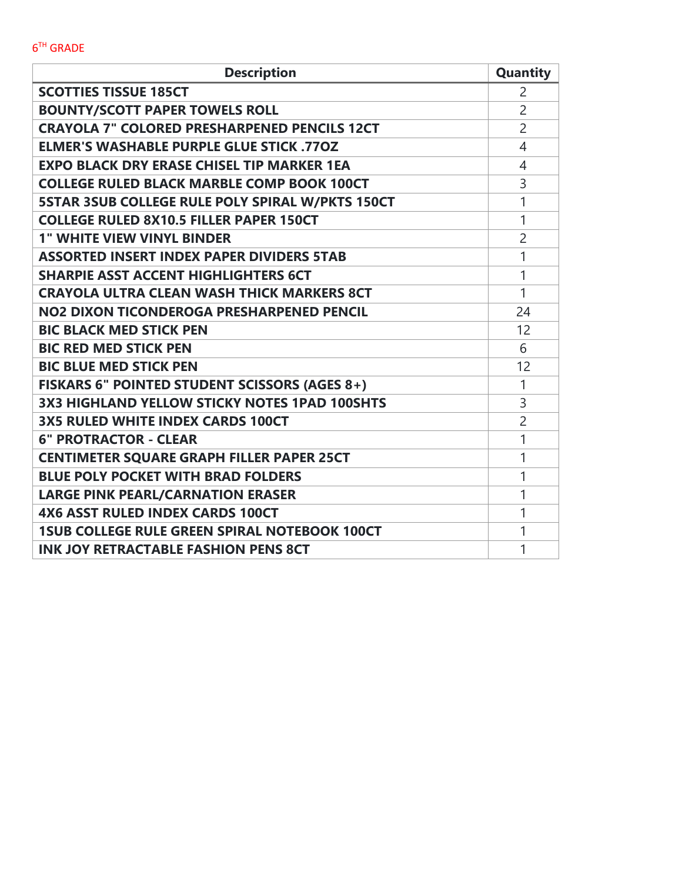6TH GRADE

| Description | Quantity |
| --- | --- |
| SCOTTIES TISSUE 185CT | 2 |
| BOUNTY/SCOTT PAPER TOWELS ROLL | 2 |
| CRAYOLA 7" COLORED PRESHARPENED PENCILS 12CT | 2 |
| ELMER'S WASHABLE PURPLE GLUE STICK .77OZ | 4 |
| EXPO BLACK DRY ERASE CHISEL TIP MARKER 1EA | 4 |
| COLLEGE RULED BLACK MARBLE COMP BOOK 100CT | 3 |
| 5STAR 3SUB COLLEGE RULE POLY SPIRAL W/PKTS 150CT | 1 |
| COLLEGE RULED 8X10.5 FILLER PAPER 150CT | 1 |
| 1" WHITE VIEW VINYL BINDER | 2 |
| ASSORTED INSERT INDEX PAPER DIVIDERS 5TAB | 1 |
| SHARPIE ASST ACCENT HIGHLIGHTERS 6CT | 1 |
| CRAYOLA ULTRA CLEAN WASH THICK MARKERS 8CT | 1 |
| NO2 DIXON TICONDEROGA PRESHARPENED PENCIL | 24 |
| BIC BLACK MED STICK PEN | 12 |
| BIC RED MED STICK PEN | 6 |
| BIC BLUE MED STICK PEN | 12 |
| FISKARS 6" POINTED STUDENT SCISSORS (AGES 8+) | 1 |
| 3X3 HIGHLAND YELLOW STICKY NOTES 1PAD 100SHTS | 3 |
| 3X5 RULED WHITE INDEX CARDS 100CT | 2 |
| 6" PROTRACTOR - CLEAR | 1 |
| CENTIMETER SQUARE GRAPH FILLER PAPER 25CT | 1 |
| BLUE POLY POCKET WITH BRAD FOLDERS | 1 |
| LARGE PINK PEARL/CARNATION ERASER | 1 |
| 4X6 ASST RULED INDEX CARDS 100CT | 1 |
| 1SUB COLLEGE RULE GREEN SPIRAL NOTEBOOK 100CT | 1 |
| INK JOY RETRACTABLE FASHION PENS 8CT | 1 |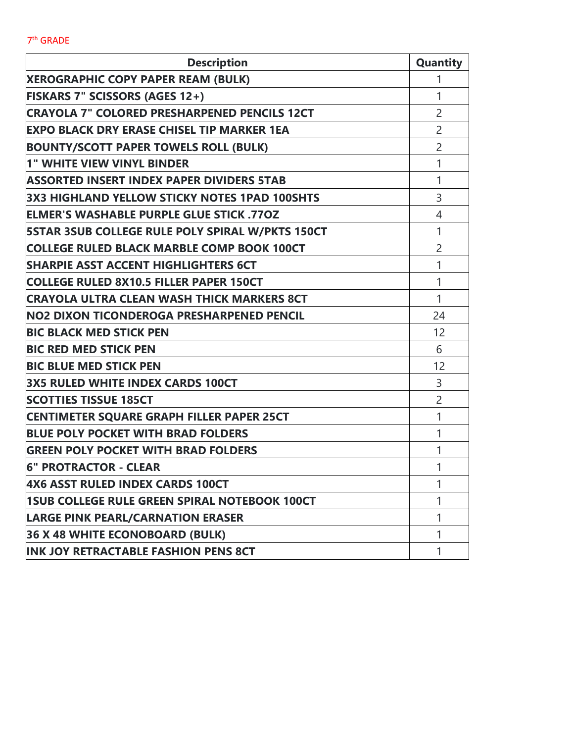7th GRADE

| Description | Quantity |
| --- | --- |
| **XEROGRAPHIC COPY PAPER REAM (BULK)** | 1 |
| **FISKARS 7" SCISSORS (AGES 12+)** | 1 |
| **CRAYOLA 7" COLORED PRESHARPENED PENCILS 12CT** | 2 |
| **EXPO BLACK DRY ERASE CHISEL TIP MARKER 1EA** | 2 |
| **BOUNTY/SCOTT PAPER TOWELS ROLL (BULK)** | 2 |
| **1" WHITE VIEW VINYL BINDER** | 1 |
| **ASSORTED INSERT INDEX PAPER DIVIDERS 5TAB** | 1 |
| **3X3 HIGHLAND YELLOW STICKY NOTES 1PAD 100SHTS** | 3 |
| **ELMER'S WASHABLE PURPLE GLUE STICK .77OZ** | 4 |
| **5STAR 3SUB COLLEGE RULE POLY SPIRAL W/PKTS 150CT** | 1 |
| **COLLEGE RULED BLACK MARBLE COMP BOOK 100CT** | 2 |
| **SHARPIE ASST ACCENT HIGHLIGHTERS 6CT** | 1 |
| **COLLEGE RULED 8X10.5 FILLER PAPER 150CT** | 1 |
| **CRAYOLA ULTRA CLEAN WASH THICK MARKERS 8CT** | 1 |
| **NO2 DIXON TICONDEROGA PRESHARPENED PENCIL** | 24 |
| **BIC BLACK MED STICK PEN** | 12 |
| **BIC RED MED STICK PEN** | 6 |
| **BIC BLUE MED STICK PEN** | 12 |
| **3X5 RULED WHITE INDEX CARDS 100CT** | 3 |
| **SCOTTIES TISSUE 185CT** | 2 |
| **CENTIMETER SQUARE GRAPH FILLER PAPER 25CT** | 1 |
| **BLUE POLY POCKET WITH BRAD FOLDERS** | 1 |
| **GREEN POLY POCKET WITH BRAD FOLDERS** | 1 |
| **6" PROTRACTOR - CLEAR** | 1 |
| **4X6 ASST RULED INDEX CARDS 100CT** | 1 |
| **1SUB COLLEGE RULE GREEN SPIRAL NOTEBOOK 100CT** | 1 |
| **LARGE PINK PEARL/CARNATION ERASER** | 1 |
| **36 X 48 WHITE ECONOBOARD (BULK)** | 1 |
| **INK JOY RETRACTABLE FASHION PENS 8CT** | 1 |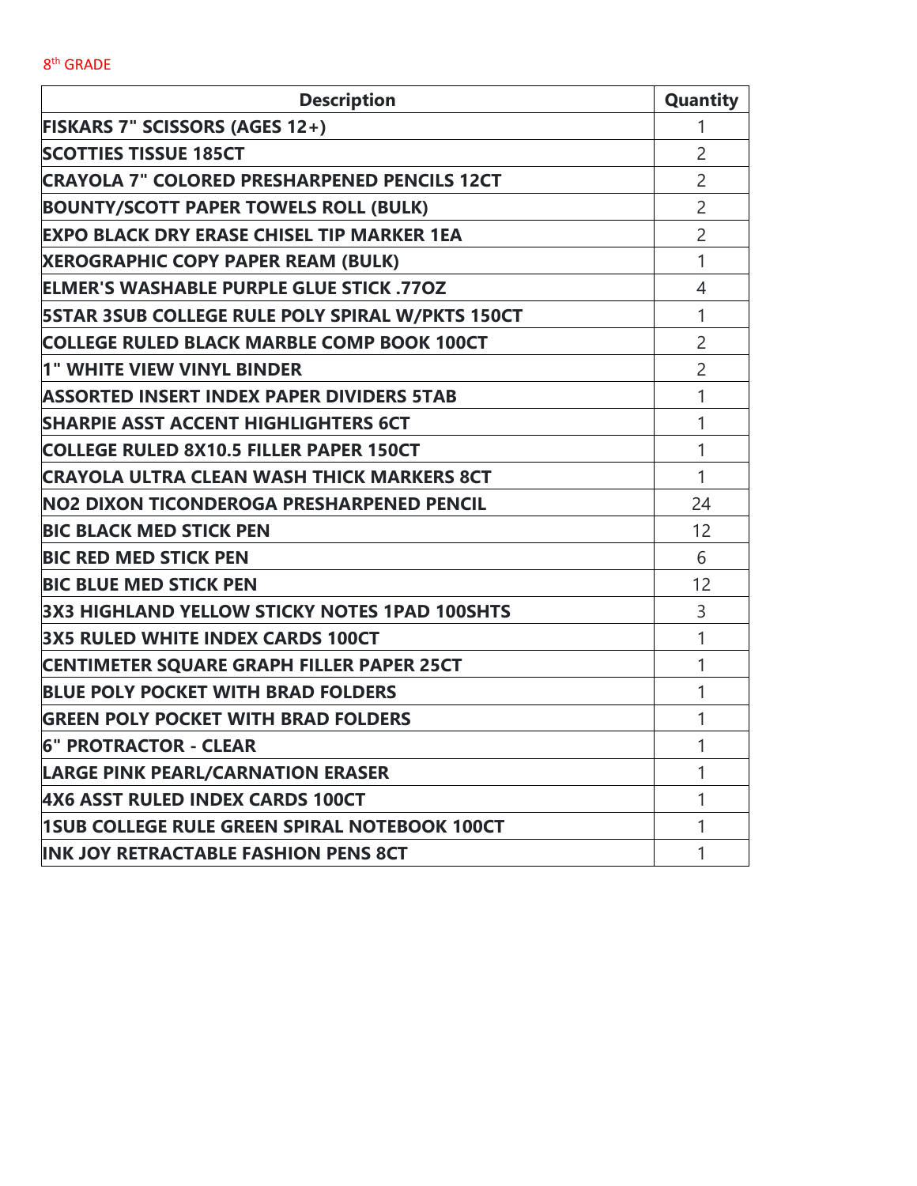8th GRADE

| Description | Quantity |
|---|---|
| **FISKARS 7" SCISSORS (AGES 12+)** | 1 |
| **SCOTTIES TISSUE 185CT** | 2 |
| **CRAYOLA 7" COLORED PRESHARPENED PENCILS 12CT** | 2 |
| **BOUNTY/SCOTT PAPER TOWELS ROLL (BULK)** | 2 |
| **EXPO BLACK DRY ERASE CHISEL TIP MARKER 1EA** | 2 |
| **XEROGRAPHIC COPY PAPER REAM (BULK)** | 1 |
| **ELMER'S WASHABLE PURPLE GLUE STICK .77OZ** | 4 |
| **5STAR 3SUB COLLEGE RULE POLY SPIRAL W/PKTS 150CT** | 1 |
| **COLLEGE RULED BLACK MARBLE COMP BOOK 100CT** | 2 |
| **1" WHITE VIEW VINYL BINDER** | 2 |
| **ASSORTED INSERT INDEX PAPER DIVIDERS 5TAB** | 1 |
| **SHARPIE ASST ACCENT HIGHLIGHTERS 6CT** | 1 |
| **COLLEGE RULED 8X10.5 FILLER PAPER 150CT** | 1 |
| **CRAYOLA ULTRA CLEAN WASH THICK MARKERS 8CT** | 1 |
| **NO2 DIXON TICONDEROGA PRESHARPENED PENCIL** | 24 |
| **BIC BLACK MED STICK PEN** | 12 |
| **BIC RED MED STICK PEN** | 6 |
| **BIC BLUE MED STICK PEN** | 12 |
| **3X3 HIGHLAND YELLOW STICKY NOTES 1PAD 100SHTS** | 3 |
| **3X5 RULED WHITE INDEX CARDS 100CT** | 1 |
| **CENTIMETER SQUARE GRAPH FILLER PAPER 25CT** | 1 |
| **BLUE POLY POCKET WITH BRAD FOLDERS** | 1 |
| **GREEN POLY POCKET WITH BRAD FOLDERS** | 1 |
| **6" PROTRACTOR - CLEAR** | 1 |
| **LARGE PINK PEARL/CARNATION ERASER** | 1 |
| **4X6 ASST RULED INDEX CARDS 100CT** | 1 |
| **1SUB COLLEGE RULE GREEN SPIRAL NOTEBOOK 100CT** | 1 |
| **INK JOY RETRACTABLE FASHION PENS 8CT** | 1 |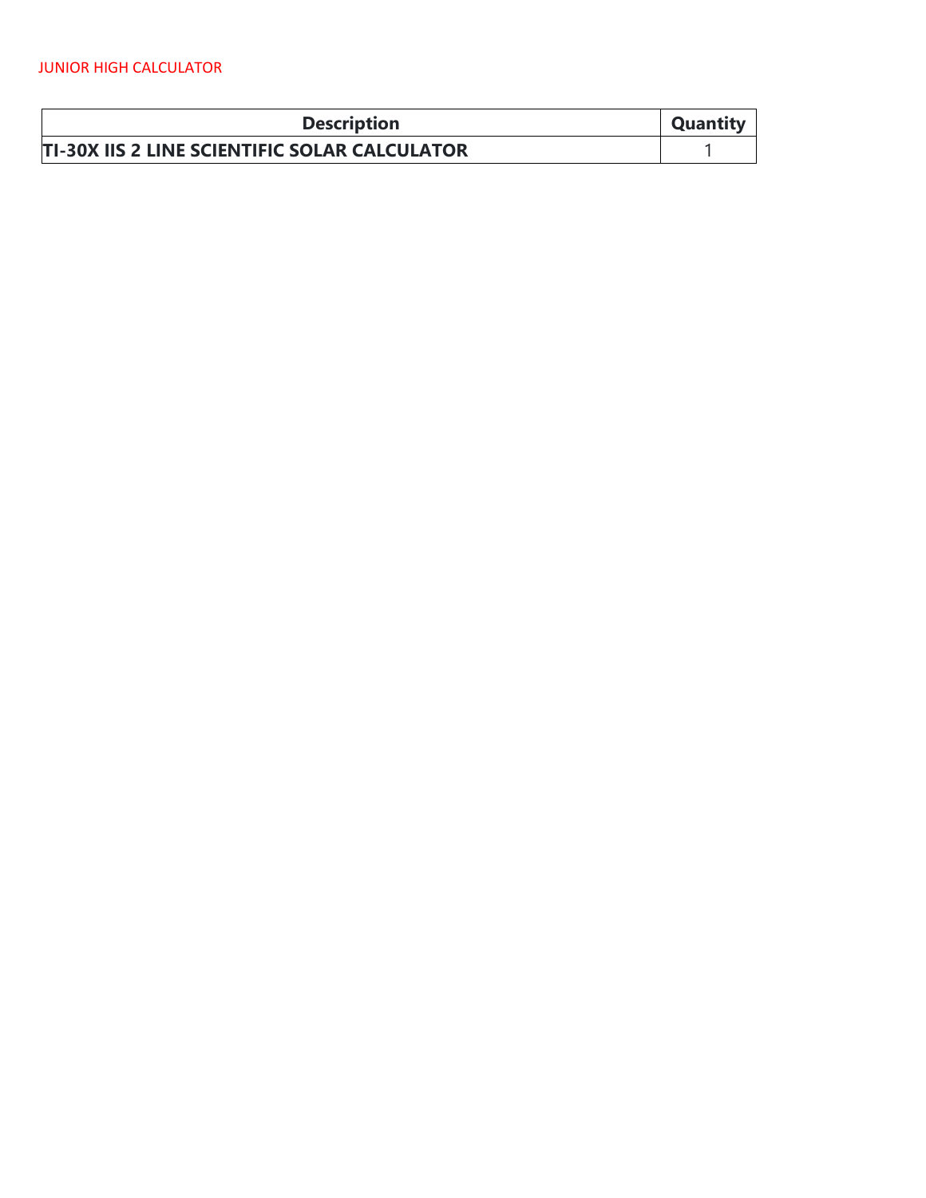JUNIOR HIGH CALCULATOR

| Description | Quantity |
| --- | --- |
| **TI-30X IIS 2 LINE SCIENTIFIC SOLAR CALCULATOR** | 1 |